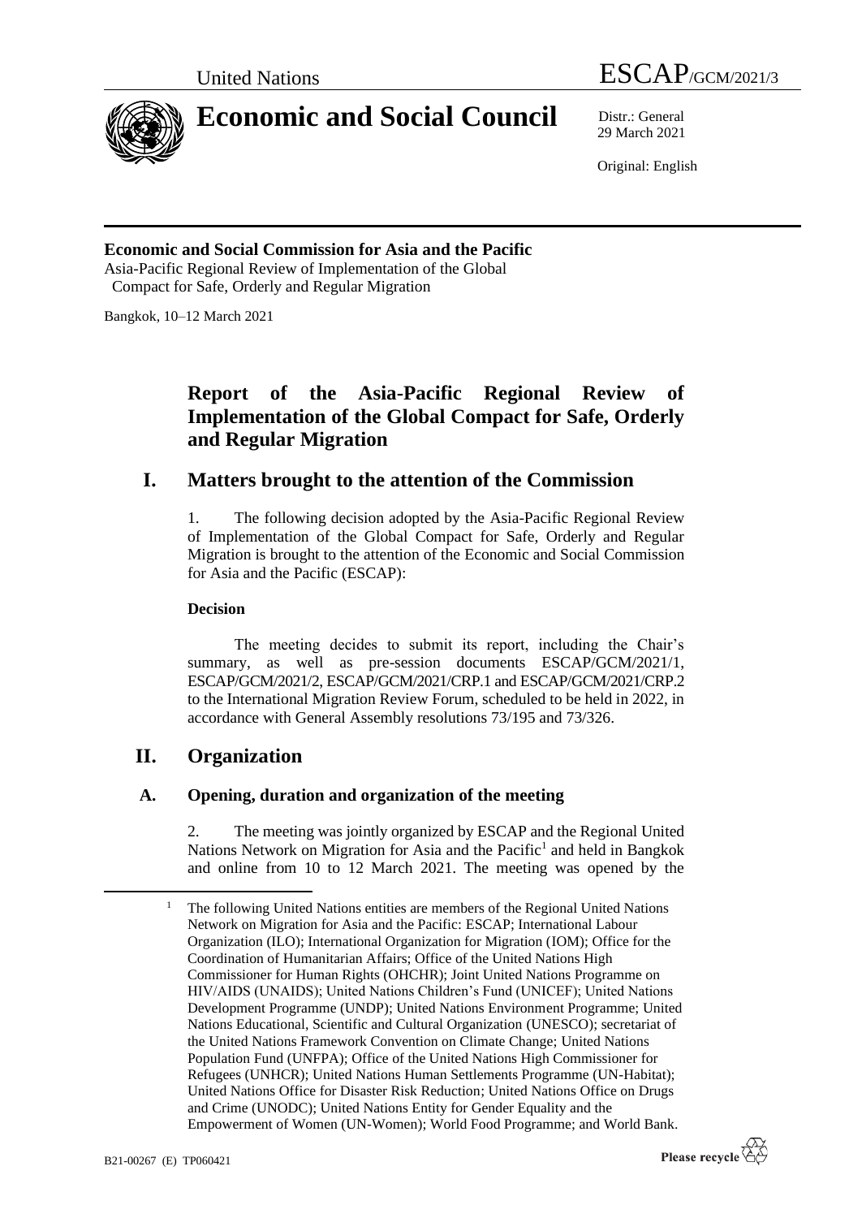United Nations ESCAP/GCM/2021/3

# Economic and Social Council

Distr.: General
29 March 2021

Original: English

**Economic and Social Commission for Asia and the Pacific**
Asia-Pacific Regional Review of Implementation of the Global Compact for Safe, Orderly and Regular Migration

Bangkok, 10–12 March 2021

# Report of the Asia-Pacific Regional Review of Implementation of the Global Compact for Safe, Orderly and Regular Migration

## I. Matters brought to the attention of the Commission

1. The following decision adopted by the Asia-Pacific Regional Review of Implementation of the Global Compact for Safe, Orderly and Regular Migration is brought to the attention of the Economic and Social Commission for Asia and the Pacific (ESCAP):

**Decision**

The meeting decides to submit its report, including the Chair's summary, as well as pre-session documents ESCAP/GCM/2021/1, ESCAP/GCM/2021/2, ESCAP/GCM/2021/CRP.1 and ESCAP/GCM/2021/CRP.2 to the International Migration Review Forum, scheduled to be held in 2022, in accordance with General Assembly resolutions 73/195 and 73/326.

## II. Organization

### A. Opening, duration and organization of the meeting

2. The meeting was jointly organized by ESCAP and the Regional United Nations Network on Migration for Asia and the Pacific[1] and held in Bangkok and online from 10 to 12 March 2021. The meeting was opened by the

[1] The following United Nations entities are members of the Regional United Nations Network on Migration for Asia and the Pacific: ESCAP; International Labour Organization (ILO); International Organization for Migration (IOM); Office for the Coordination of Humanitarian Affairs; Office of the United Nations High Commissioner for Human Rights (OHCHR); Joint United Nations Programme on HIV/AIDS (UNAIDS); United Nations Children's Fund (UNICEF); United Nations Development Programme (UNDP); United Nations Environment Programme; United Nations Educational, Scientific and Cultural Organization (UNESCO); secretariat of the United Nations Framework Convention on Climate Change; United Nations Population Fund (UNFPA); Office of the United Nations High Commissioner for Refugees (UNHCR); United Nations Human Settlements Programme (UN-Habitat); United Nations Office for Disaster Risk Reduction; United Nations Office on Drugs and Crime (UNODC); United Nations Entity for Gender Equality and the Empowerment of Women (UN-Women); World Food Programme; and World Bank.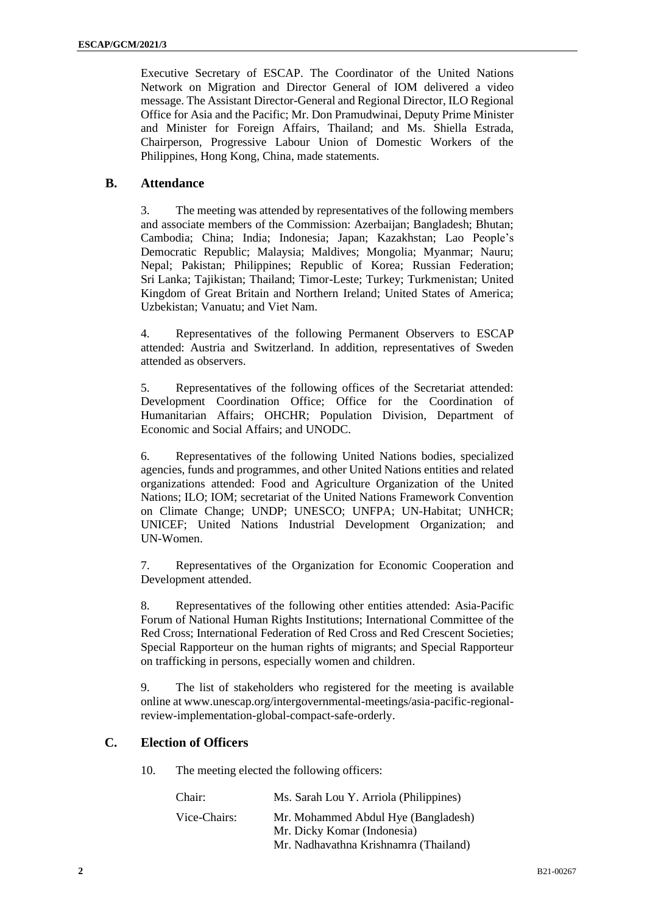Executive Secretary of ESCAP. The Coordinator of the United Nations Network on Migration and Director General of IOM delivered a video message. The Assistant Director-General and Regional Director, ILO Regional Office for Asia and the Pacific; Mr. Don Pramudwinai, Deputy Prime Minister and Minister for Foreign Affairs, Thailand; and Ms. Shiella Estrada, Chairperson, Progressive Labour Union of Domestic Workers of the Philippines, Hong Kong, China, made statements.

## B. Attendance

3. The meeting was attended by representatives of the following members and associate members of the Commission: Azerbaijan; Bangladesh; Bhutan; Cambodia; China; India; Indonesia; Japan; Kazakhstan; Lao People's Democratic Republic; Malaysia; Maldives; Mongolia; Myanmar; Nauru; Nepal; Pakistan; Philippines; Republic of Korea; Russian Federation; Sri Lanka; Tajikistan; Thailand; Timor-Leste; Turkey; Turkmenistan; United Kingdom of Great Britain and Northern Ireland; United States of America; Uzbekistan; Vanuatu; and Viet Nam.

4. Representatives of the following Permanent Observers to ESCAP attended: Austria and Switzerland. In addition, representatives of Sweden attended as observers.

5. Representatives of the following offices of the Secretariat attended: Development Coordination Office; Office for the Coordination of Humanitarian Affairs; OHCHR; Population Division, Department of Economic and Social Affairs; and UNODC.

6. Representatives of the following United Nations bodies, specialized agencies, funds and programmes, and other United Nations entities and related organizations attended: Food and Agriculture Organization of the United Nations; ILO; IOM; secretariat of the United Nations Framework Convention on Climate Change; UNDP; UNESCO; UNFPA; UN-Habitat; UNHCR; UNICEF; United Nations Industrial Development Organization; and UN-Women.

7. Representatives of the Organization for Economic Cooperation and Development attended.

8. Representatives of the following other entities attended: Asia-Pacific Forum of National Human Rights Institutions; International Committee of the Red Cross; International Federation of Red Cross and Red Crescent Societies; Special Rapporteur on the human rights of migrants; and Special Rapporteur on trafficking in persons, especially women and children.

9. The list of stakeholders who registered for the meeting is available online at www.unescap.org/intergovernmental-meetings/asia-pacific-regional-review-implementation-global-compact-safe-orderly.

## C. Election of Officers

10. The meeting elected the following officers:

Chair: Ms. Sarah Lou Y. Arriola (Philippines)

Vice-Chairs: Mr. Mohammed Abdul Hye (Bangladesh)
Mr. Dicky Komar (Indonesia)
Mr. Nadhavathna Krishnamra (Thailand)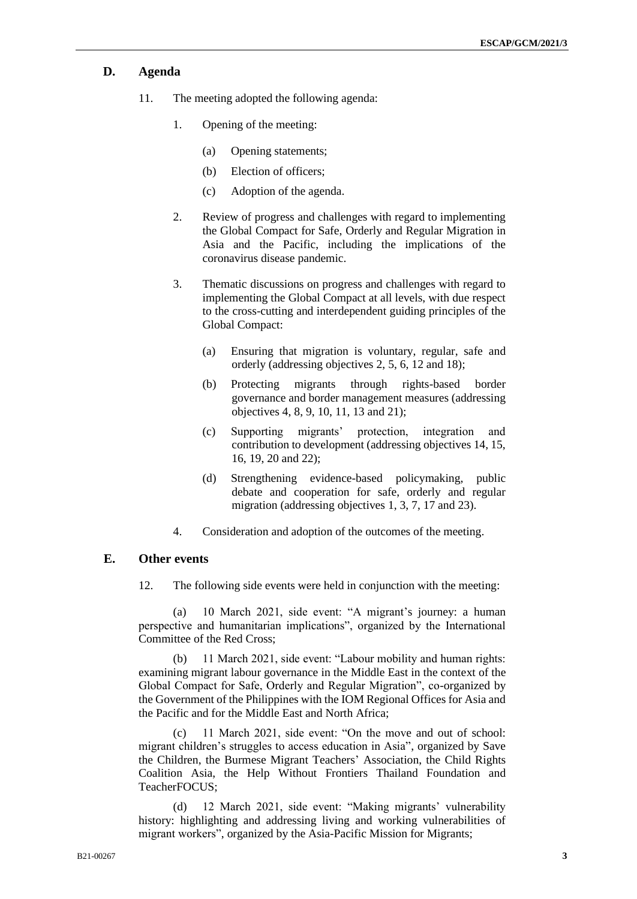## D. Agenda

11. The meeting adopted the following agenda:

1. Opening of the meeting:

    (a) Opening statements;

    (b) Election of officers;

    (c) Adoption of the agenda.

2. Review of progress and challenges with regard to implementing the Global Compact for Safe, Orderly and Regular Migration in Asia and the Pacific, including the implications of the coronavirus disease pandemic.

3. Thematic discussions on progress and challenges with regard to implementing the Global Compact at all levels, with due respect to the cross-cutting and interdependent guiding principles of the Global Compact:

    (a) Ensuring that migration is voluntary, regular, safe and orderly (addressing objectives 2, 5, 6, 12 and 18);

    (b) Protecting migrants through rights-based border governance and border management measures (addressing objectives 4, 8, 9, 10, 11, 13 and 21);

    (c) Supporting migrants' protection, integration and contribution to development (addressing objectives 14, 15, 16, 19, 20 and 22);

    (d) Strengthening evidence-based policymaking, public debate and cooperation for safe, orderly and regular migration (addressing objectives 1, 3, 7, 17 and 23).

4. Consideration and adoption of the outcomes of the meeting.

## E. Other events

12. The following side events were held in conjunction with the meeting:

(a) 10 March 2021, side event: "A migrant's journey: a human perspective and humanitarian implications", organized by the International Committee of the Red Cross;

(b) 11 March 2021, side event: "Labour mobility and human rights: examining migrant labour governance in the Middle East in the context of the Global Compact for Safe, Orderly and Regular Migration", co-organized by the Government of the Philippines with the IOM Regional Offices for Asia and the Pacific and for the Middle East and North Africa;

(c) 11 March 2021, side event: "On the move and out of school: migrant children's struggles to access education in Asia", organized by Save the Children, the Burmese Migrant Teachers' Association, the Child Rights Coalition Asia, the Help Without Frontiers Thailand Foundation and TeacherFOCUS;

(d) 12 March 2021, side event: "Making migrants' vulnerability history: highlighting and addressing living and working vulnerabilities of migrant workers", organized by the Asia-Pacific Mission for Migrants;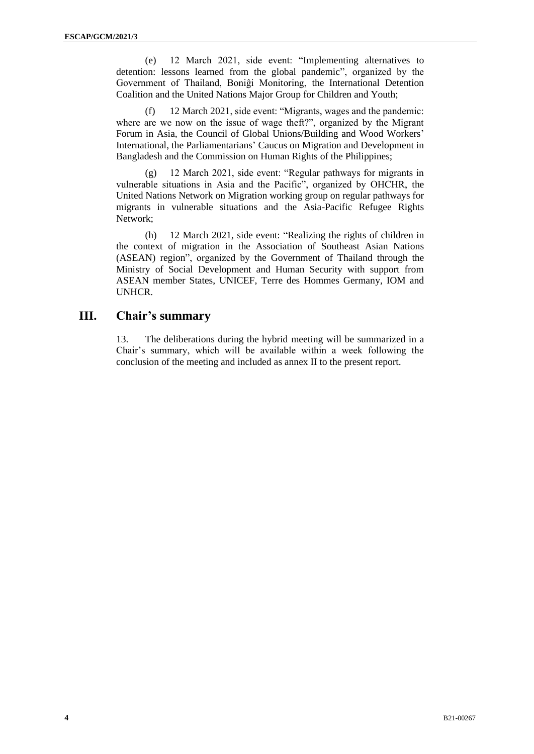(e) 12 March 2021, side event: "Implementing alternatives to detention: lessons learned from the global pandemic", organized by the Government of Thailand, Boniĝi Monitoring, the International Detention Coalition and the United Nations Major Group for Children and Youth;

(f) 12 March 2021, side event: "Migrants, wages and the pandemic: where are we now on the issue of wage theft?", organized by the Migrant Forum in Asia, the Council of Global Unions/Building and Wood Workers' International, the Parliamentarians' Caucus on Migration and Development in Bangladesh and the Commission on Human Rights of the Philippines;

(g) 12 March 2021, side event: "Regular pathways for migrants in vulnerable situations in Asia and the Pacific", organized by OHCHR, the United Nations Network on Migration working group on regular pathways for migrants in vulnerable situations and the Asia-Pacific Refugee Rights Network;

(h) 12 March 2021, side event: "Realizing the rights of children in the context of migration in the Association of Southeast Asian Nations (ASEAN) region", organized by the Government of Thailand through the Ministry of Social Development and Human Security with support from ASEAN member States, UNICEF, Terre des Hommes Germany, IOM and UNHCR.

## III. Chair's summary

13. The deliberations during the hybrid meeting will be summarized in a Chair's summary, which will be available within a week following the conclusion of the meeting and included as annex II to the present report.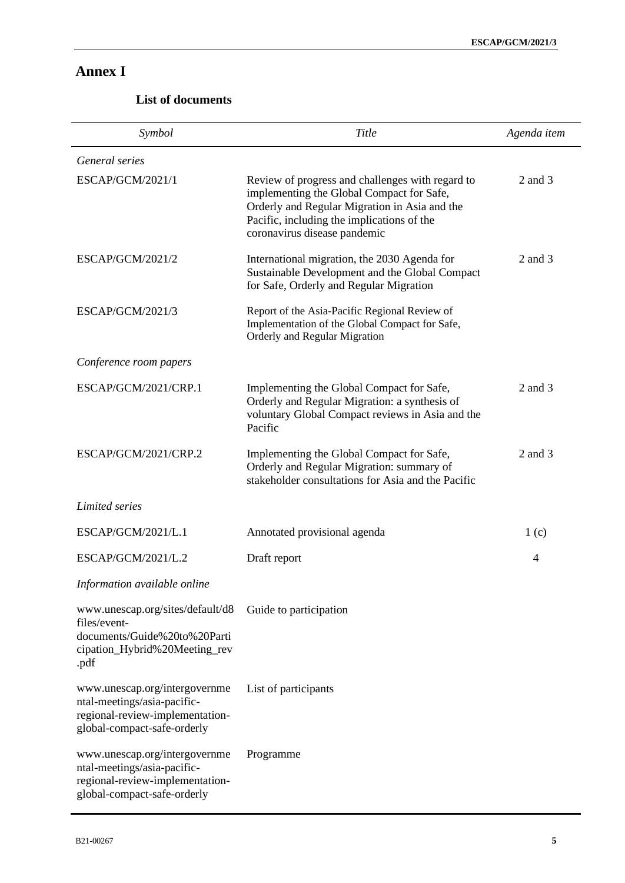# Annex I

## List of documents

| *Symbol* | *Title* | *Agenda item* |
|---|---|---|
| *General series* | | |
| ESCAP/GCM/2021/1 | Review of progress and challenges with regard to implementing the Global Compact for Safe, Orderly and Regular Migration in Asia and the Pacific, including the implications of the coronavirus disease pandemic | 2 and 3 |
| ESCAP/GCM/2021/2 | International migration, the 2030 Agenda for Sustainable Development and the Global Compact for Safe, Orderly and Regular Migration | 2 and 3 |
| ESCAP/GCM/2021/3 | Report of the Asia-Pacific Regional Review of Implementation of the Global Compact for Safe, Orderly and Regular Migration | |
| *Conference room papers* | | |
| ESCAP/GCM/2021/CRP.1 | Implementing the Global Compact for Safe, Orderly and Regular Migration: a synthesis of voluntary Global Compact reviews in Asia and the Pacific | 2 and 3 |
| ESCAP/GCM/2021/CRP.2 | Implementing the Global Compact for Safe, Orderly and Regular Migration: summary of stakeholder consultations for Asia and the Pacific | 2 and 3 |
| *Limited series* | | |
| ESCAP/GCM/2021/L.1 | Annotated provisional agenda | 1 (c) |
| ESCAP/GCM/2021/L.2 | Draft report | 4 |
| *Information available online* | | |
| www.unescap.org/sites/default/d8files/event-documents/Guide%20to%20Participation_Hybrid%20Meeting_rev.pdf | Guide to participation | |
| www.unescap.org/intergovernmental-meetings/asia-pacific-regional-review-implementation-global-compact-safe-orderly | List of participants | |
| www.unescap.org/intergovernmental-meetings/asia-pacific-regional-review-implementation-global-compact-safe-orderly | Programme | |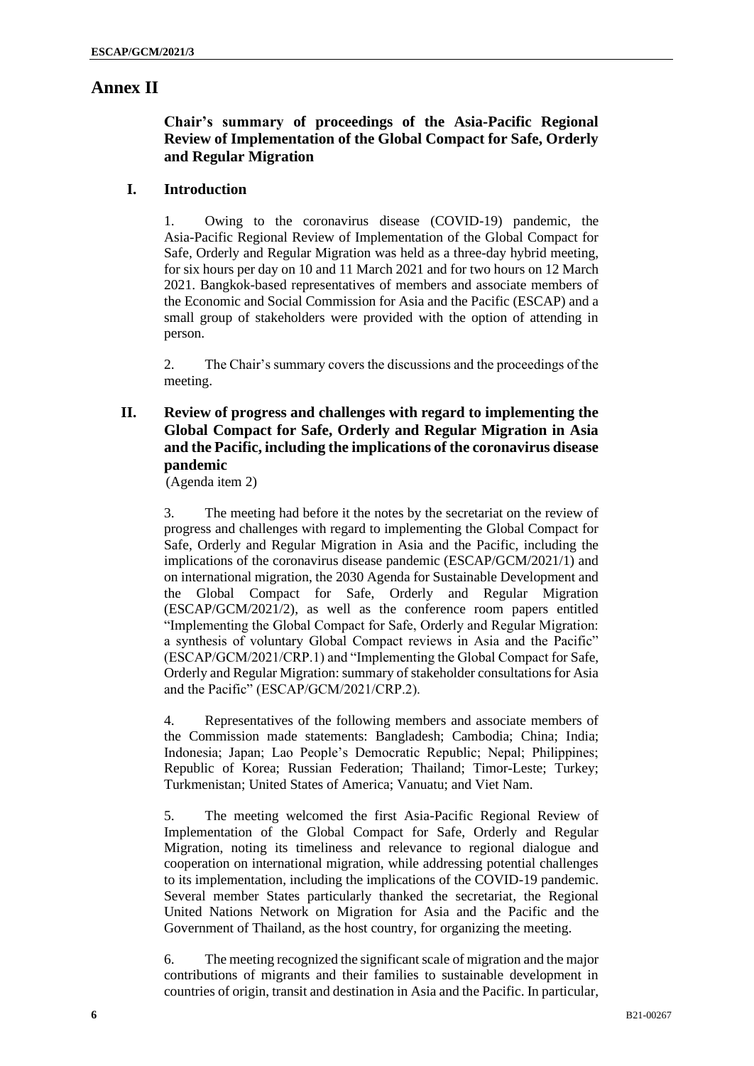# Annex II

## Chair's summary of proceedings of the Asia-Pacific Regional Review of Implementation of the Global Compact for Safe, Orderly and Regular Migration

## I. Introduction

1. Owing to the coronavirus disease (COVID-19) pandemic, the Asia-Pacific Regional Review of Implementation of the Global Compact for Safe, Orderly and Regular Migration was held as a three-day hybrid meeting, for six hours per day on 10 and 11 March 2021 and for two hours on 12 March 2021. Bangkok-based representatives of members and associate members of the Economic and Social Commission for Asia and the Pacific (ESCAP) and a small group of stakeholders were provided with the option of attending in person.

2. The Chair's summary covers the discussions and the proceedings of the meeting.

## II. Review of progress and challenges with regard to implementing the Global Compact for Safe, Orderly and Regular Migration in Asia and the Pacific, including the implications of the coronavirus disease pandemic

(Agenda item 2)

3. The meeting had before it the notes by the secretariat on the review of progress and challenges with regard to implementing the Global Compact for Safe, Orderly and Regular Migration in Asia and the Pacific, including the implications of the coronavirus disease pandemic (ESCAP/GCM/2021/1) and on international migration, the 2030 Agenda for Sustainable Development and the Global Compact for Safe, Orderly and Regular Migration (ESCAP/GCM/2021/2), as well as the conference room papers entitled "Implementing the Global Compact for Safe, Orderly and Regular Migration: a synthesis of voluntary Global Compact reviews in Asia and the Pacific" (ESCAP/GCM/2021/CRP.1) and "Implementing the Global Compact for Safe, Orderly and Regular Migration: summary of stakeholder consultations for Asia and the Pacific" (ESCAP/GCM/2021/CRP.2).

4. Representatives of the following members and associate members of the Commission made statements: Bangladesh; Cambodia; China; India; Indonesia; Japan; Lao People's Democratic Republic; Nepal; Philippines; Republic of Korea; Russian Federation; Thailand; Timor-Leste; Turkey; Turkmenistan; United States of America; Vanuatu; and Viet Nam.

5. The meeting welcomed the first Asia-Pacific Regional Review of Implementation of the Global Compact for Safe, Orderly and Regular Migration, noting its timeliness and relevance to regional dialogue and cooperation on international migration, while addressing potential challenges to its implementation, including the implications of the COVID-19 pandemic. Several member States particularly thanked the secretariat, the Regional United Nations Network on Migration for Asia and the Pacific and the Government of Thailand, as the host country, for organizing the meeting.

6. The meeting recognized the significant scale of migration and the major contributions of migrants and their families to sustainable development in countries of origin, transit and destination in Asia and the Pacific. In particular,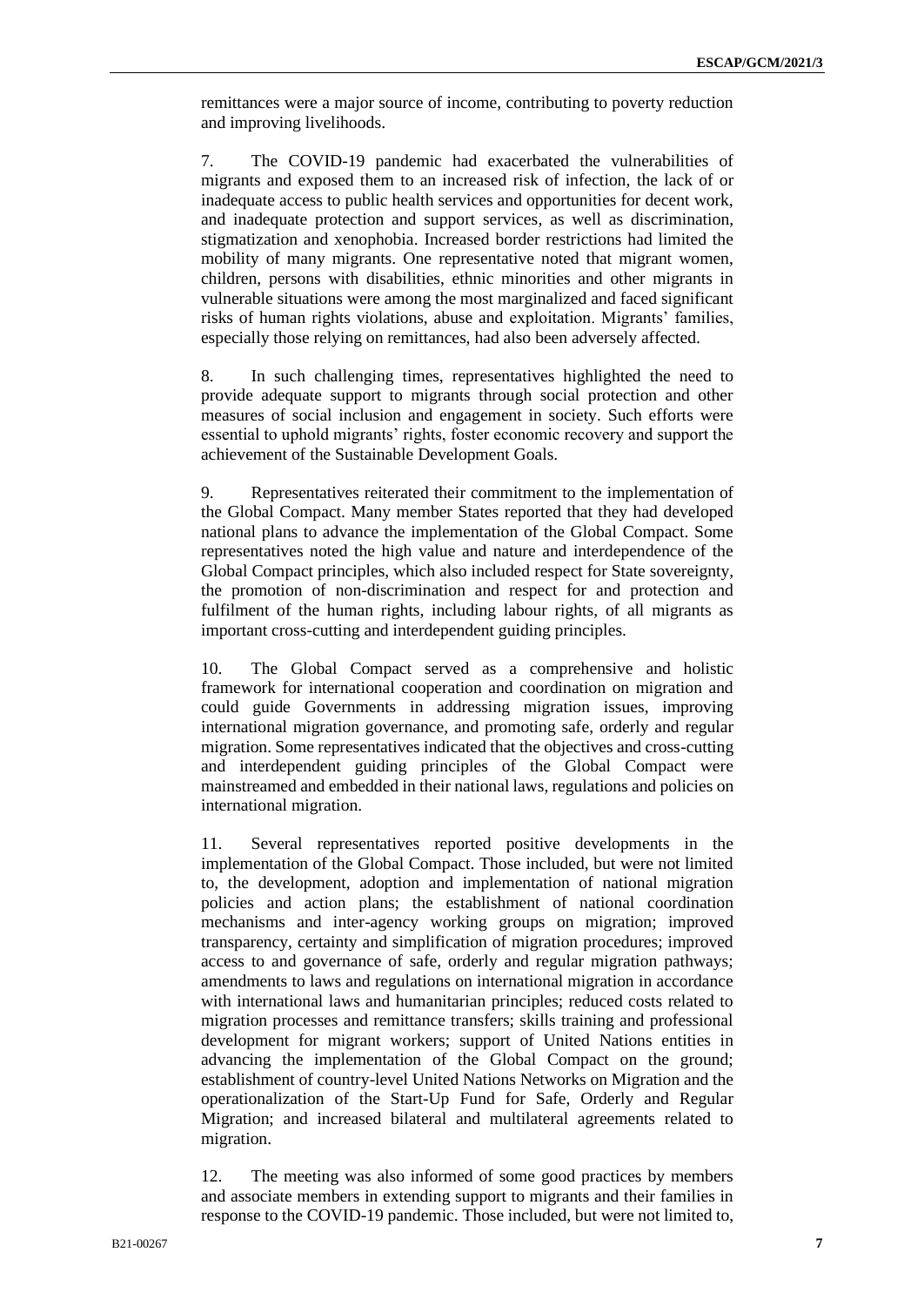remittances were a major source of income, contributing to poverty reduction and improving livelihoods.

7. The COVID-19 pandemic had exacerbated the vulnerabilities of migrants and exposed them to an increased risk of infection, the lack of or inadequate access to public health services and opportunities for decent work, and inadequate protection and support services, as well as discrimination, stigmatization and xenophobia. Increased border restrictions had limited the mobility of many migrants. One representative noted that migrant women, children, persons with disabilities, ethnic minorities and other migrants in vulnerable situations were among the most marginalized and faced significant risks of human rights violations, abuse and exploitation. Migrants' families, especially those relying on remittances, had also been adversely affected.

8. In such challenging times, representatives highlighted the need to provide adequate support to migrants through social protection and other measures of social inclusion and engagement in society. Such efforts were essential to uphold migrants' rights, foster economic recovery and support the achievement of the Sustainable Development Goals.

9. Representatives reiterated their commitment to the implementation of the Global Compact. Many member States reported that they had developed national plans to advance the implementation of the Global Compact. Some representatives noted the high value and nature and interdependence of the Global Compact principles, which also included respect for State sovereignty, the promotion of non-discrimination and respect for and protection and fulfilment of the human rights, including labour rights, of all migrants as important cross-cutting and interdependent guiding principles.

10. The Global Compact served as a comprehensive and holistic framework for international cooperation and coordination on migration and could guide Governments in addressing migration issues, improving international migration governance, and promoting safe, orderly and regular migration. Some representatives indicated that the objectives and cross-cutting and interdependent guiding principles of the Global Compact were mainstreamed and embedded in their national laws, regulations and policies on international migration.

11. Several representatives reported positive developments in the implementation of the Global Compact. Those included, but were not limited to, the development, adoption and implementation of national migration policies and action plans; the establishment of national coordination mechanisms and inter-agency working groups on migration; improved transparency, certainty and simplification of migration procedures; improved access to and governance of safe, orderly and regular migration pathways; amendments to laws and regulations on international migration in accordance with international laws and humanitarian principles; reduced costs related to migration processes and remittance transfers; skills training and professional development for migrant workers; support of United Nations entities in advancing the implementation of the Global Compact on the ground; establishment of country-level United Nations Networks on Migration and the operationalization of the Start-Up Fund for Safe, Orderly and Regular Migration; and increased bilateral and multilateral agreements related to migration.

12. The meeting was also informed of some good practices by members and associate members in extending support to migrants and their families in response to the COVID-19 pandemic. Those included, but were not limited to,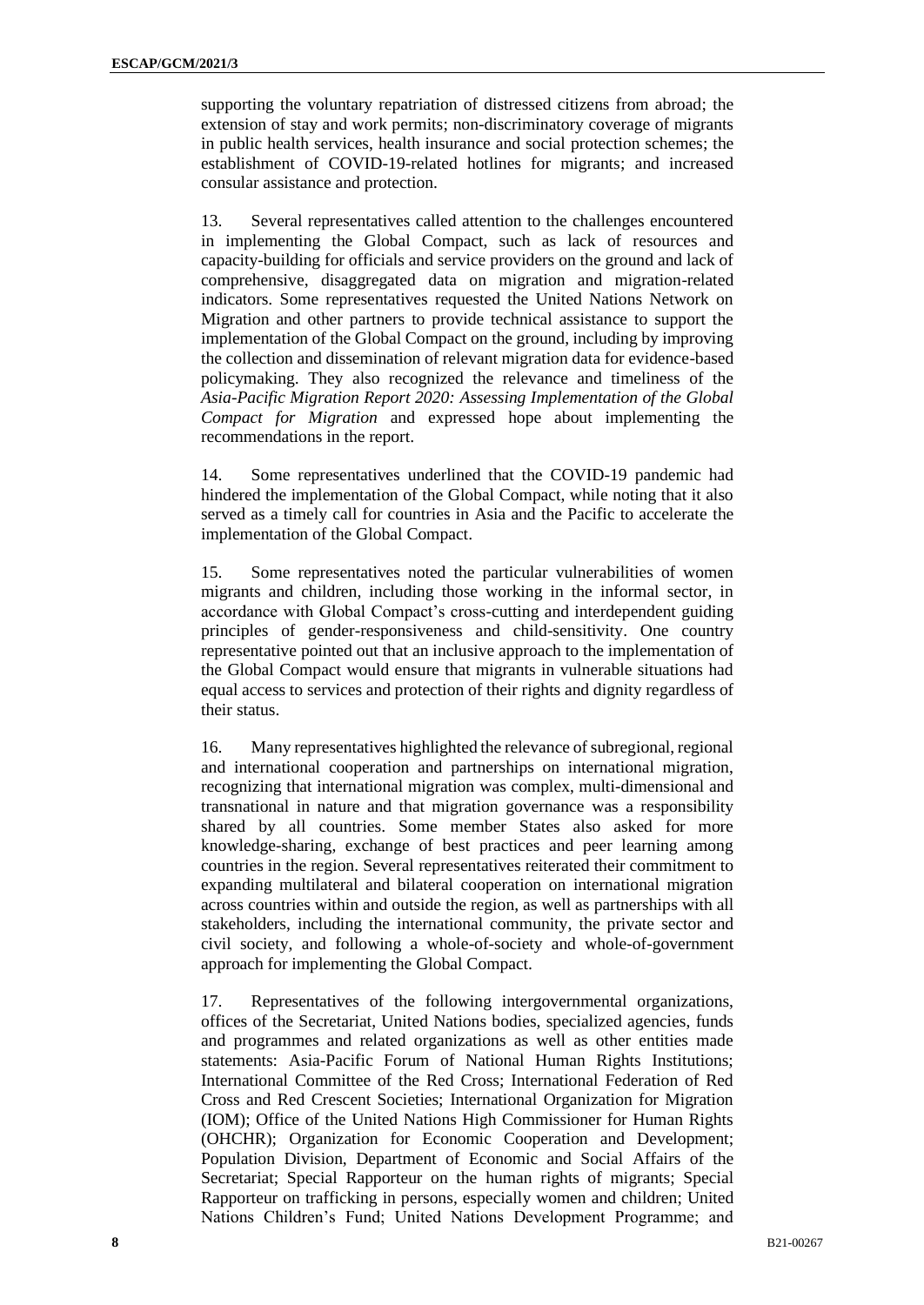supporting the voluntary repatriation of distressed citizens from abroad; the extension of stay and work permits; non-discriminatory coverage of migrants in public health services, health insurance and social protection schemes; the establishment of COVID-19-related hotlines for migrants; and increased consular assistance and protection.

13. Several representatives called attention to the challenges encountered in implementing the Global Compact, such as lack of resources and capacity-building for officials and service providers on the ground and lack of comprehensive, disaggregated data on migration and migration-related indicators. Some representatives requested the United Nations Network on Migration and other partners to provide technical assistance to support the implementation of the Global Compact on the ground, including by improving the collection and dissemination of relevant migration data for evidence-based policymaking. They also recognized the relevance and timeliness of the *Asia-Pacific Migration Report 2020: Assessing Implementation of the Global Compact for Migration* and expressed hope about implementing the recommendations in the report.

14. Some representatives underlined that the COVID-19 pandemic had hindered the implementation of the Global Compact, while noting that it also served as a timely call for countries in Asia and the Pacific to accelerate the implementation of the Global Compact.

15. Some representatives noted the particular vulnerabilities of women migrants and children, including those working in the informal sector, in accordance with Global Compact's cross-cutting and interdependent guiding principles of gender-responsiveness and child-sensitivity. One country representative pointed out that an inclusive approach to the implementation of the Global Compact would ensure that migrants in vulnerable situations had equal access to services and protection of their rights and dignity regardless of their status.

16. Many representatives highlighted the relevance of subregional, regional and international cooperation and partnerships on international migration, recognizing that international migration was complex, multi-dimensional and transnational in nature and that migration governance was a responsibility shared by all countries. Some member States also asked for more knowledge-sharing, exchange of best practices and peer learning among countries in the region. Several representatives reiterated their commitment to expanding multilateral and bilateral cooperation on international migration across countries within and outside the region, as well as partnerships with all stakeholders, including the international community, the private sector and civil society, and following a whole-of-society and whole-of-government approach for implementing the Global Compact.

17. Representatives of the following intergovernmental organizations, offices of the Secretariat, United Nations bodies, specialized agencies, funds and programmes and related organizations as well as other entities made statements: Asia-Pacific Forum of National Human Rights Institutions; International Committee of the Red Cross; International Federation of Red Cross and Red Crescent Societies; International Organization for Migration (IOM); Office of the United Nations High Commissioner for Human Rights (OHCHR); Organization for Economic Cooperation and Development; Population Division, Department of Economic and Social Affairs of the Secretariat; Special Rapporteur on the human rights of migrants; Special Rapporteur on trafficking in persons, especially women and children; United Nations Children's Fund; United Nations Development Programme; and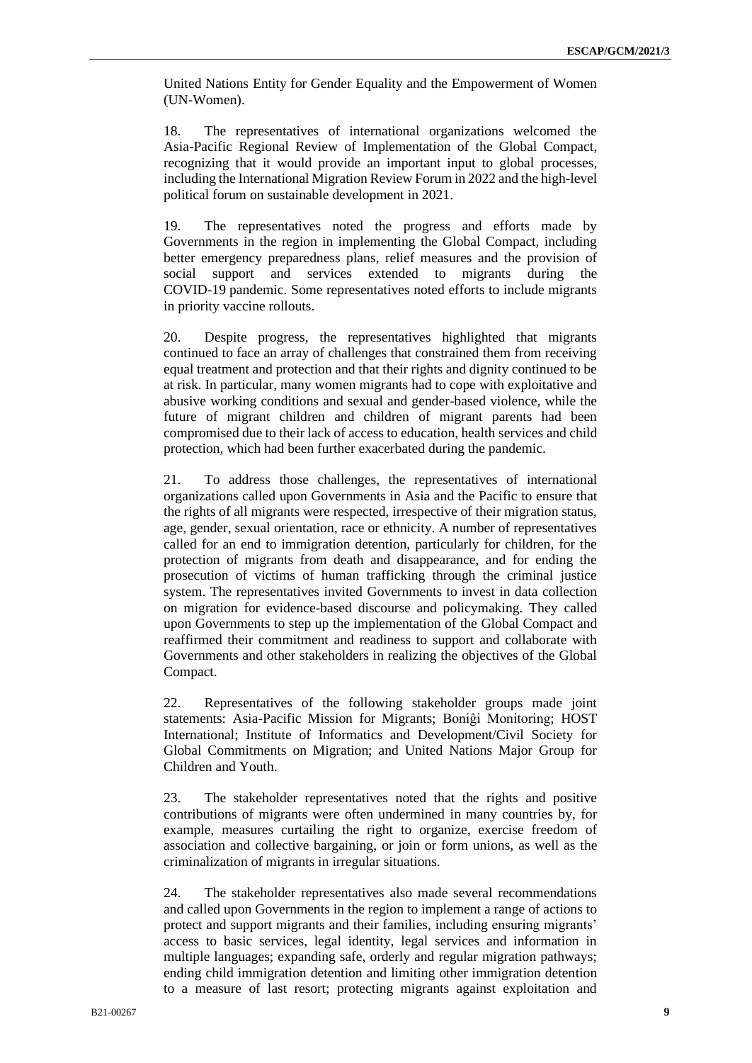United Nations Entity for Gender Equality and the Empowerment of Women (UN-Women).

18. The representatives of international organizations welcomed the Asia-Pacific Regional Review of Implementation of the Global Compact, recognizing that it would provide an important input to global processes, including the International Migration Review Forum in 2022 and the high-level political forum on sustainable development in 2021.

19. The representatives noted the progress and efforts made by Governments in the region in implementing the Global Compact, including better emergency preparedness plans, relief measures and the provision of social support and services extended to migrants during the COVID-19 pandemic. Some representatives noted efforts to include migrants in priority vaccine rollouts.

20. Despite progress, the representatives highlighted that migrants continued to face an array of challenges that constrained them from receiving equal treatment and protection and that their rights and dignity continued to be at risk. In particular, many women migrants had to cope with exploitative and abusive working conditions and sexual and gender-based violence, while the future of migrant children and children of migrant parents had been compromised due to their lack of access to education, health services and child protection, which had been further exacerbated during the pandemic.

21. To address those challenges, the representatives of international organizations called upon Governments in Asia and the Pacific to ensure that the rights of all migrants were respected, irrespective of their migration status, age, gender, sexual orientation, race or ethnicity. A number of representatives called for an end to immigration detention, particularly for children, for the protection of migrants from death and disappearance, and for ending the prosecution of victims of human trafficking through the criminal justice system. The representatives invited Governments to invest in data collection on migration for evidence-based discourse and policymaking. They called upon Governments to step up the implementation of the Global Compact and reaffirmed their commitment and readiness to support and collaborate with Governments and other stakeholders in realizing the objectives of the Global Compact.

22. Representatives of the following stakeholder groups made joint statements: Asia-Pacific Mission for Migrants; Boniĝi Monitoring; HOST International; Institute of Informatics and Development/Civil Society for Global Commitments on Migration; and United Nations Major Group for Children and Youth.

23. The stakeholder representatives noted that the rights and positive contributions of migrants were often undermined in many countries by, for example, measures curtailing the right to organize, exercise freedom of association and collective bargaining, or join or form unions, as well as the criminalization of migrants in irregular situations.

24. The stakeholder representatives also made several recommendations and called upon Governments in the region to implement a range of actions to protect and support migrants and their families, including ensuring migrants' access to basic services, legal identity, legal services and information in multiple languages; expanding safe, orderly and regular migration pathways; ending child immigration detention and limiting other immigration detention to a measure of last resort; protecting migrants against exploitation and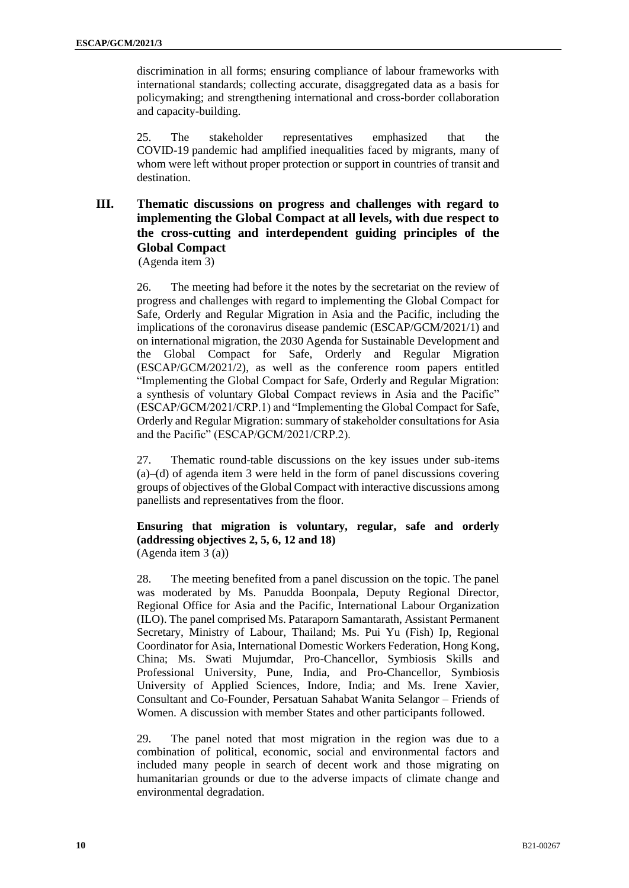discrimination in all forms; ensuring compliance of labour frameworks with international standards; collecting accurate, disaggregated data as a basis for policymaking; and strengthening international and cross-border collaboration and capacity-building.

25. The stakeholder representatives emphasized that the COVID-19 pandemic had amplified inequalities faced by migrants, many of whom were left without proper protection or support in countries of transit and destination.

## III. Thematic discussions on progress and challenges with regard to implementing the Global Compact at all levels, with due respect to the cross-cutting and interdependent guiding principles of the Global Compact

(Agenda item 3)

26. The meeting had before it the notes by the secretariat on the review of progress and challenges with regard to implementing the Global Compact for Safe, Orderly and Regular Migration in Asia and the Pacific, including the implications of the coronavirus disease pandemic (ESCAP/GCM/2021/1) and on international migration, the 2030 Agenda for Sustainable Development and the Global Compact for Safe, Orderly and Regular Migration (ESCAP/GCM/2021/2), as well as the conference room papers entitled "Implementing the Global Compact for Safe, Orderly and Regular Migration: a synthesis of voluntary Global Compact reviews in Asia and the Pacific" (ESCAP/GCM/2021/CRP.1) and "Implementing the Global Compact for Safe, Orderly and Regular Migration: summary of stakeholder consultations for Asia and the Pacific" (ESCAP/GCM/2021/CRP.2).

27. Thematic round-table discussions on the key issues under sub-items (a)–(d) of agenda item 3 were held in the form of panel discussions covering groups of objectives of the Global Compact with interactive discussions among panellists and representatives from the floor.

### Ensuring that migration is voluntary, regular, safe and orderly (addressing objectives 2, 5, 6, 12 and 18)

(Agenda item 3 (a))

28. The meeting benefited from a panel discussion on the topic. The panel was moderated by Ms. Panudda Boonpala, Deputy Regional Director, Regional Office for Asia and the Pacific, International Labour Organization (ILO). The panel comprised Ms. Pataraporn Samantarath, Assistant Permanent Secretary, Ministry of Labour, Thailand; Ms. Pui Yu (Fish) Ip, Regional Coordinator for Asia, International Domestic Workers Federation, Hong Kong, China; Ms. Swati Mujumdar, Pro-Chancellor, Symbiosis Skills and Professional University, Pune, India, and Pro-Chancellor, Symbiosis University of Applied Sciences, Indore, India; and Ms. Irene Xavier, Consultant and Co-Founder, Persatuan Sahabat Wanita Selangor – Friends of Women. A discussion with member States and other participants followed.

29. The panel noted that most migration in the region was due to a combination of political, economic, social and environmental factors and included many people in search of decent work and those migrating on humanitarian grounds or due to the adverse impacts of climate change and environmental degradation.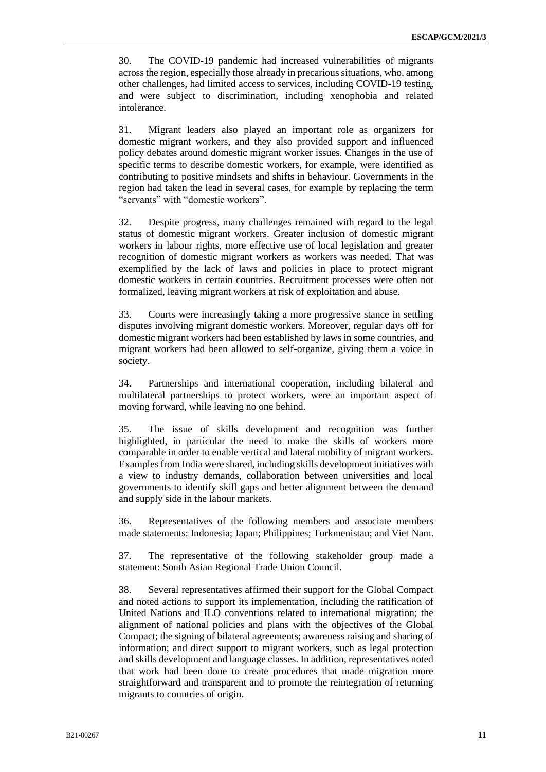30. The COVID-19 pandemic had increased vulnerabilities of migrants across the region, especially those already in precarious situations, who, among other challenges, had limited access to services, including COVID-19 testing, and were subject to discrimination, including xenophobia and related intolerance.

31. Migrant leaders also played an important role as organizers for domestic migrant workers, and they also provided support and influenced policy debates around domestic migrant worker issues. Changes in the use of specific terms to describe domestic workers, for example, were identified as contributing to positive mindsets and shifts in behaviour. Governments in the region had taken the lead in several cases, for example by replacing the term "servants" with "domestic workers".

32. Despite progress, many challenges remained with regard to the legal status of domestic migrant workers. Greater inclusion of domestic migrant workers in labour rights, more effective use of local legislation and greater recognition of domestic migrant workers as workers was needed. That was exemplified by the lack of laws and policies in place to protect migrant domestic workers in certain countries. Recruitment processes were often not formalized, leaving migrant workers at risk of exploitation and abuse.

33. Courts were increasingly taking a more progressive stance in settling disputes involving migrant domestic workers. Moreover, regular days off for domestic migrant workers had been established by laws in some countries, and migrant workers had been allowed to self-organize, giving them a voice in society.

34. Partnerships and international cooperation, including bilateral and multilateral partnerships to protect workers, were an important aspect of moving forward, while leaving no one behind.

35. The issue of skills development and recognition was further highlighted, in particular the need to make the skills of workers more comparable in order to enable vertical and lateral mobility of migrant workers. Examples from India were shared, including skills development initiatives with a view to industry demands, collaboration between universities and local governments to identify skill gaps and better alignment between the demand and supply side in the labour markets.

36. Representatives of the following members and associate members made statements: Indonesia; Japan; Philippines; Turkmenistan; and Viet Nam.

37. The representative of the following stakeholder group made a statement: South Asian Regional Trade Union Council.

38. Several representatives affirmed their support for the Global Compact and noted actions to support its implementation, including the ratification of United Nations and ILO conventions related to international migration; the alignment of national policies and plans with the objectives of the Global Compact; the signing of bilateral agreements; awareness raising and sharing of information; and direct support to migrant workers, such as legal protection and skills development and language classes. In addition, representatives noted that work had been done to create procedures that made migration more straightforward and transparent and to promote the reintegration of returning migrants to countries of origin.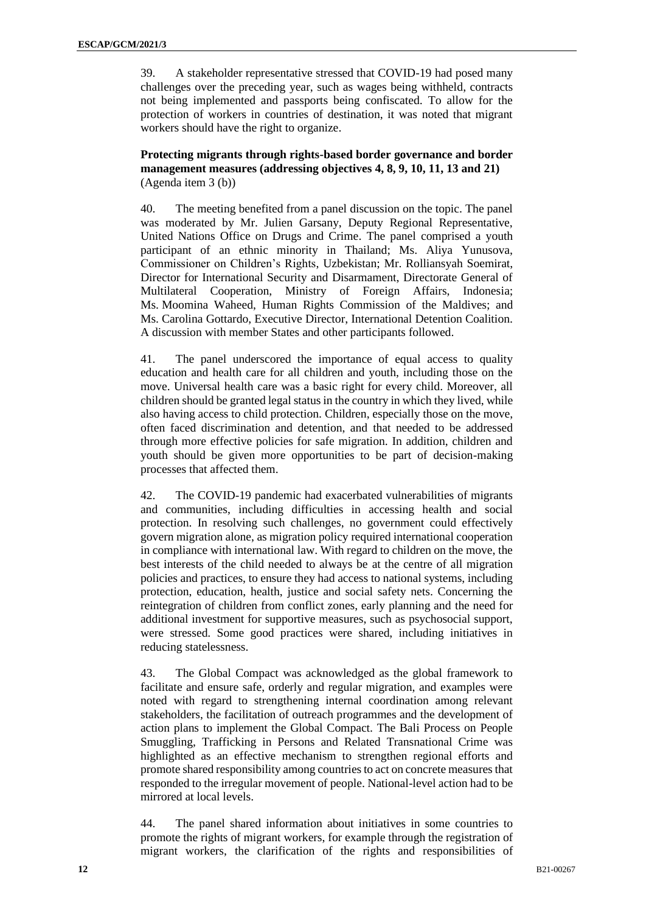39. A stakeholder representative stressed that COVID-19 had posed many challenges over the preceding year, such as wages being withheld, contracts not being implemented and passports being confiscated. To allow for the protection of workers in countries of destination, it was noted that migrant workers should have the right to organize.

**Protecting migrants through rights-based border governance and border management measures (addressing objectives 4, 8, 9, 10, 11, 13 and 21)**
(Agenda item 3 (b))

40. The meeting benefited from a panel discussion on the topic. The panel was moderated by Mr. Julien Garsany, Deputy Regional Representative, United Nations Office on Drugs and Crime. The panel comprised a youth participant of an ethnic minority in Thailand; Ms. Aliya Yunusova, Commissioner on Children's Rights, Uzbekistan; Mr. Rolliansyah Soemirat, Director for International Security and Disarmament, Directorate General of Multilateral Cooperation, Ministry of Foreign Affairs, Indonesia; Ms. Moomina Waheed, Human Rights Commission of the Maldives; and Ms. Carolina Gottardo, Executive Director, International Detention Coalition. A discussion with member States and other participants followed.

41. The panel underscored the importance of equal access to quality education and health care for all children and youth, including those on the move. Universal health care was a basic right for every child. Moreover, all children should be granted legal status in the country in which they lived, while also having access to child protection. Children, especially those on the move, often faced discrimination and detention, and that needed to be addressed through more effective policies for safe migration. In addition, children and youth should be given more opportunities to be part of decision-making processes that affected them.

42. The COVID-19 pandemic had exacerbated vulnerabilities of migrants and communities, including difficulties in accessing health and social protection. In resolving such challenges, no government could effectively govern migration alone, as migration policy required international cooperation in compliance with international law. With regard to children on the move, the best interests of the child needed to always be at the centre of all migration policies and practices, to ensure they had access to national systems, including protection, education, health, justice and social safety nets. Concerning the reintegration of children from conflict zones, early planning and the need for additional investment for supportive measures, such as psychosocial support, were stressed. Some good practices were shared, including initiatives in reducing statelessness.

43. The Global Compact was acknowledged as the global framework to facilitate and ensure safe, orderly and regular migration, and examples were noted with regard to strengthening internal coordination among relevant stakeholders, the facilitation of outreach programmes and the development of action plans to implement the Global Compact. The Bali Process on People Smuggling, Trafficking in Persons and Related Transnational Crime was highlighted as an effective mechanism to strengthen regional efforts and promote shared responsibility among countries to act on concrete measures that responded to the irregular movement of people. National-level action had to be mirrored at local levels.

44. The panel shared information about initiatives in some countries to promote the rights of migrant workers, for example through the registration of migrant workers, the clarification of the rights and responsibilities of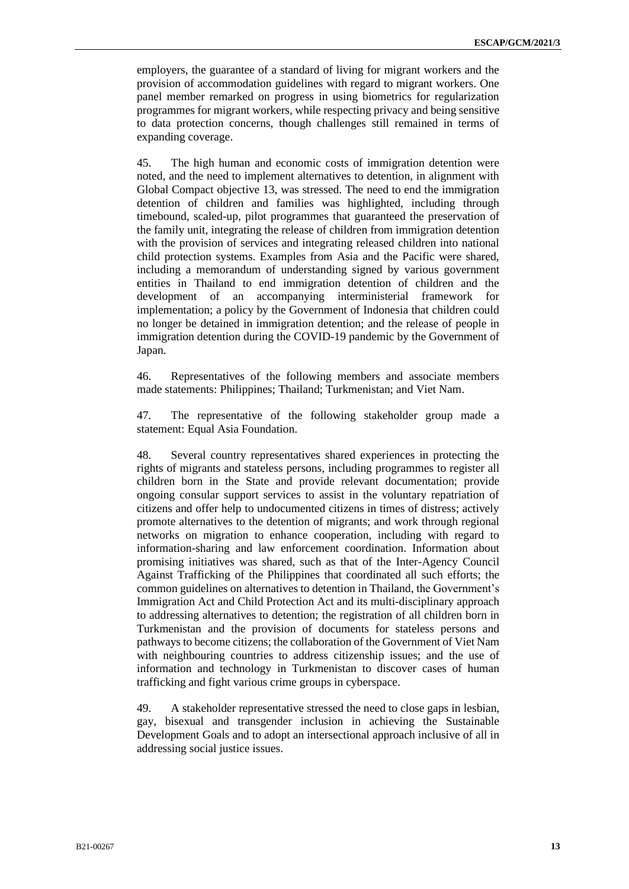employers, the guarantee of a standard of living for migrant workers and the provision of accommodation guidelines with regard to migrant workers. One panel member remarked on progress in using biometrics for regularization programmes for migrant workers, while respecting privacy and being sensitive to data protection concerns, though challenges still remained in terms of expanding coverage.

45. The high human and economic costs of immigration detention were noted, and the need to implement alternatives to detention, in alignment with Global Compact objective 13, was stressed. The need to end the immigration detention of children and families was highlighted, including through timebound, scaled-up, pilot programmes that guaranteed the preservation of the family unit, integrating the release of children from immigration detention with the provision of services and integrating released children into national child protection systems. Examples from Asia and the Pacific were shared, including a memorandum of understanding signed by various government entities in Thailand to end immigration detention of children and the development of an accompanying interministerial framework for implementation; a policy by the Government of Indonesia that children could no longer be detained in immigration detention; and the release of people in immigration detention during the COVID-19 pandemic by the Government of Japan.

46. Representatives of the following members and associate members made statements: Philippines; Thailand; Turkmenistan; and Viet Nam.

47. The representative of the following stakeholder group made a statement: Equal Asia Foundation.

48. Several country representatives shared experiences in protecting the rights of migrants and stateless persons, including programmes to register all children born in the State and provide relevant documentation; provide ongoing consular support services to assist in the voluntary repatriation of citizens and offer help to undocumented citizens in times of distress; actively promote alternatives to the detention of migrants; and work through regional networks on migration to enhance cooperation, including with regard to information-sharing and law enforcement coordination. Information about promising initiatives was shared, such as that of the Inter-Agency Council Against Trafficking of the Philippines that coordinated all such efforts; the common guidelines on alternatives to detention in Thailand, the Government's Immigration Act and Child Protection Act and its multi-disciplinary approach to addressing alternatives to detention; the registration of all children born in Turkmenistan and the provision of documents for stateless persons and pathways to become citizens; the collaboration of the Government of Viet Nam with neighbouring countries to address citizenship issues; and the use of information and technology in Turkmenistan to discover cases of human trafficking and fight various crime groups in cyberspace.

49. A stakeholder representative stressed the need to close gaps in lesbian, gay, bisexual and transgender inclusion in achieving the Sustainable Development Goals and to adopt an intersectional approach inclusive of all in addressing social justice issues.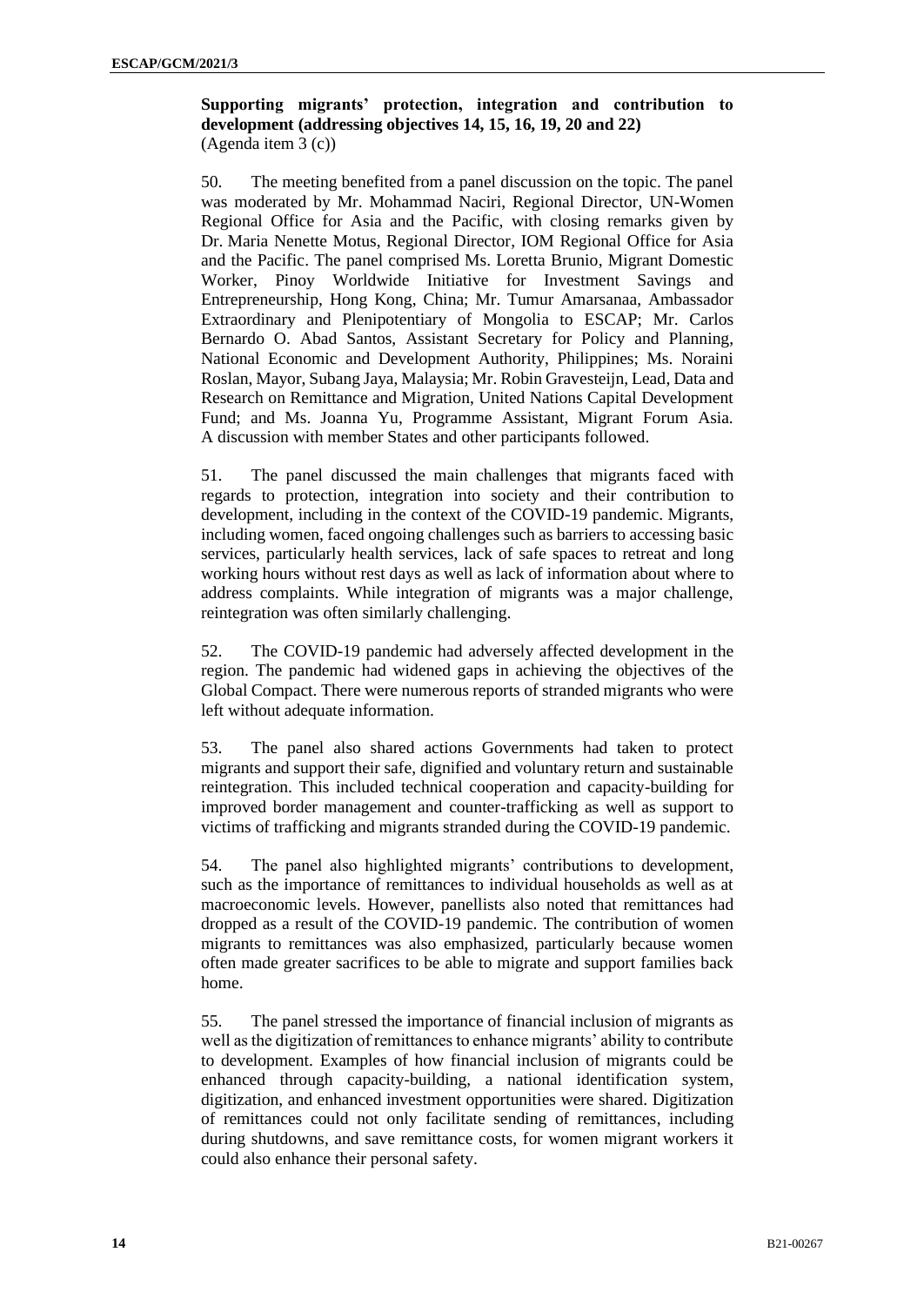**Supporting migrants' protection, integration and contribution to development (addressing objectives 14, 15, 16, 19, 20 and 22)**
(Agenda item 3 (c))

50. The meeting benefited from a panel discussion on the topic. The panel was moderated by Mr. Mohammad Naciri, Regional Director, UN-Women Regional Office for Asia and the Pacific, with closing remarks given by Dr. Maria Nenette Motus, Regional Director, IOM Regional Office for Asia and the Pacific. The panel comprised Ms. Loretta Brunio, Migrant Domestic Worker, Pinoy Worldwide Initiative for Investment Savings and Entrepreneurship, Hong Kong, China; Mr. Tumur Amarsanaa, Ambassador Extraordinary and Plenipotentiary of Mongolia to ESCAP; Mr. Carlos Bernardo O. Abad Santos, Assistant Secretary for Policy and Planning, National Economic and Development Authority, Philippines; Ms. Noraini Roslan, Mayor, Subang Jaya, Malaysia; Mr. Robin Gravesteijn, Lead, Data and Research on Remittance and Migration, United Nations Capital Development Fund; and Ms. Joanna Yu, Programme Assistant, Migrant Forum Asia. A discussion with member States and other participants followed.

51. The panel discussed the main challenges that migrants faced with regards to protection, integration into society and their contribution to development, including in the context of the COVID-19 pandemic. Migrants, including women, faced ongoing challenges such as barriers to accessing basic services, particularly health services, lack of safe spaces to retreat and long working hours without rest days as well as lack of information about where to address complaints. While integration of migrants was a major challenge, reintegration was often similarly challenging.

52. The COVID-19 pandemic had adversely affected development in the region. The pandemic had widened gaps in achieving the objectives of the Global Compact. There were numerous reports of stranded migrants who were left without adequate information.

53. The panel also shared actions Governments had taken to protect migrants and support their safe, dignified and voluntary return and sustainable reintegration. This included technical cooperation and capacity-building for improved border management and counter-trafficking as well as support to victims of trafficking and migrants stranded during the COVID-19 pandemic.

54. The panel also highlighted migrants' contributions to development, such as the importance of remittances to individual households as well as at macroeconomic levels. However, panellists also noted that remittances had dropped as a result of the COVID-19 pandemic. The contribution of women migrants to remittances was also emphasized, particularly because women often made greater sacrifices to be able to migrate and support families back home.

55. The panel stressed the importance of financial inclusion of migrants as well as the digitization of remittances to enhance migrants' ability to contribute to development. Examples of how financial inclusion of migrants could be enhanced through capacity-building, a national identification system, digitization, and enhanced investment opportunities were shared. Digitization of remittances could not only facilitate sending of remittances, including during shutdowns, and save remittance costs, for women migrant workers it could also enhance their personal safety.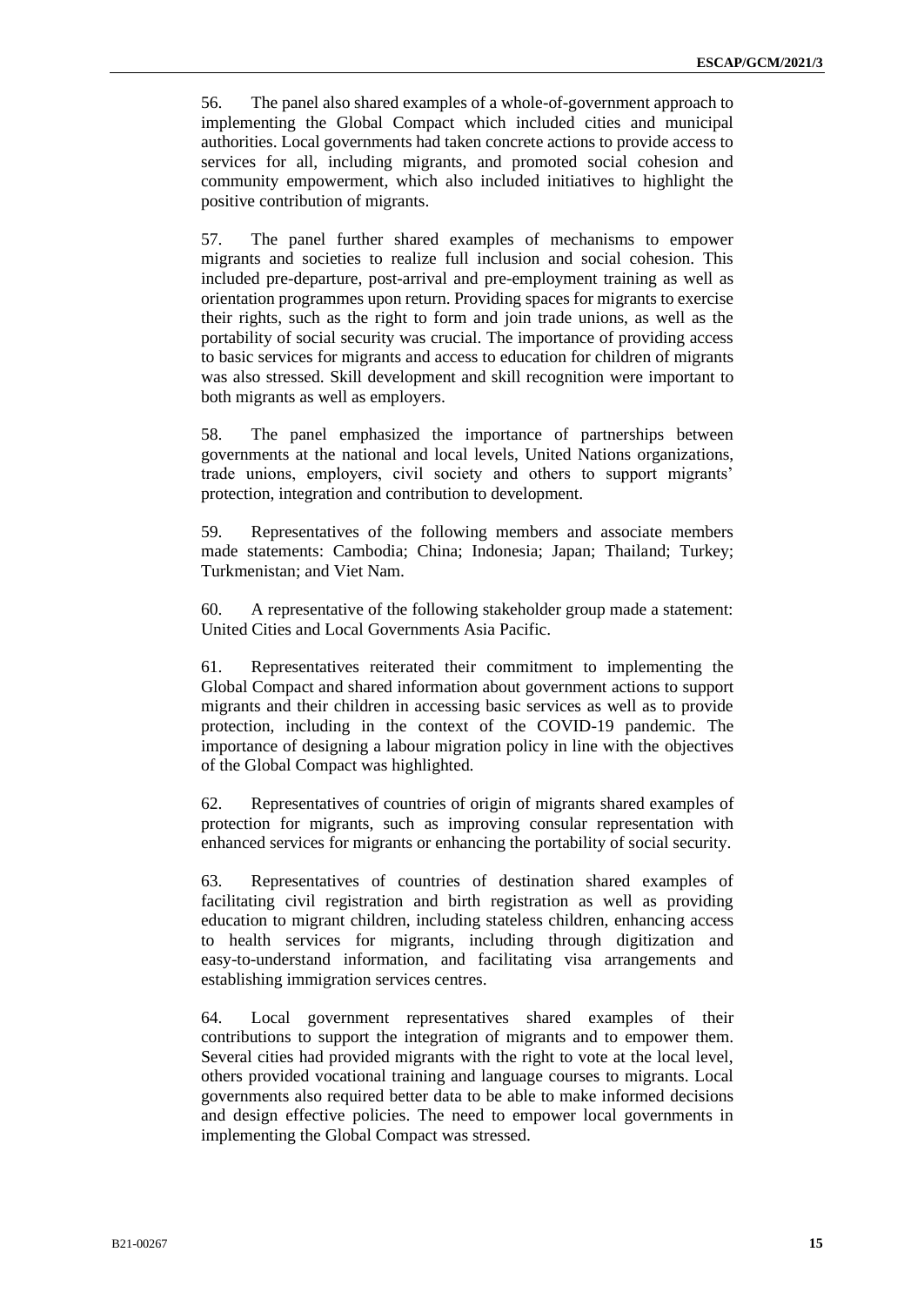56. The panel also shared examples of a whole-of-government approach to implementing the Global Compact which included cities and municipal authorities. Local governments had taken concrete actions to provide access to services for all, including migrants, and promoted social cohesion and community empowerment, which also included initiatives to highlight the positive contribution of migrants.

57. The panel further shared examples of mechanisms to empower migrants and societies to realize full inclusion and social cohesion. This included pre-departure, post-arrival and pre-employment training as well as orientation programmes upon return. Providing spaces for migrants to exercise their rights, such as the right to form and join trade unions, as well as the portability of social security was crucial. The importance of providing access to basic services for migrants and access to education for children of migrants was also stressed. Skill development and skill recognition were important to both migrants as well as employers.

58. The panel emphasized the importance of partnerships between governments at the national and local levels, United Nations organizations, trade unions, employers, civil society and others to support migrants' protection, integration and contribution to development.

59. Representatives of the following members and associate members made statements: Cambodia; China; Indonesia; Japan; Thailand; Turkey; Turkmenistan; and Viet Nam.

60. A representative of the following stakeholder group made a statement: United Cities and Local Governments Asia Pacific.

61. Representatives reiterated their commitment to implementing the Global Compact and shared information about government actions to support migrants and their children in accessing basic services as well as to provide protection, including in the context of the COVID-19 pandemic. The importance of designing a labour migration policy in line with the objectives of the Global Compact was highlighted.

62. Representatives of countries of origin of migrants shared examples of protection for migrants, such as improving consular representation with enhanced services for migrants or enhancing the portability of social security.

63. Representatives of countries of destination shared examples of facilitating civil registration and birth registration as well as providing education to migrant children, including stateless children, enhancing access to health services for migrants, including through digitization and easy-to-understand information, and facilitating visa arrangements and establishing immigration services centres.

64. Local government representatives shared examples of their contributions to support the integration of migrants and to empower them. Several cities had provided migrants with the right to vote at the local level, others provided vocational training and language courses to migrants. Local governments also required better data to be able to make informed decisions and design effective policies. The need to empower local governments in implementing the Global Compact was stressed.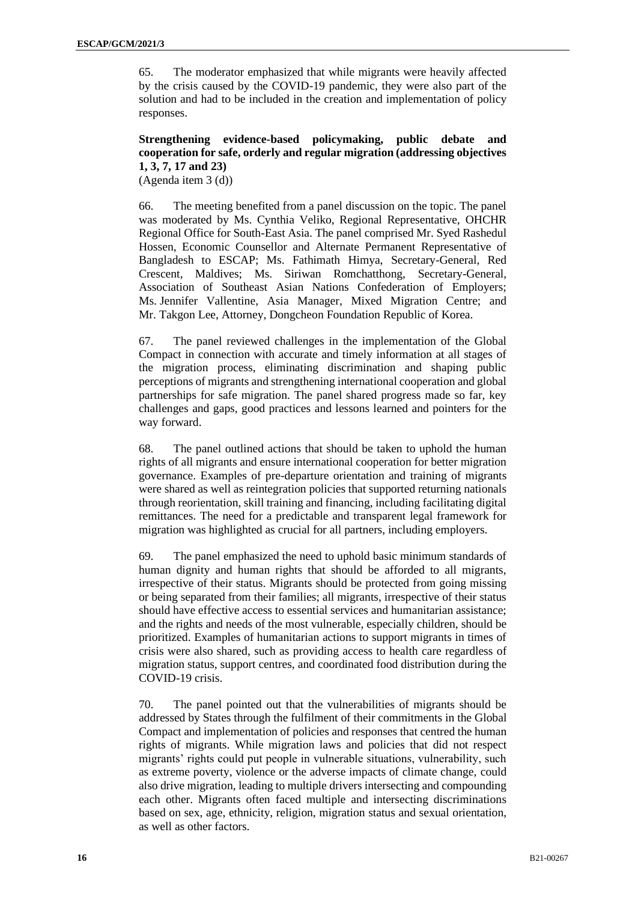65. The moderator emphasized that while migrants were heavily affected by the crisis caused by the COVID-19 pandemic, they were also part of the solution and had to be included in the creation and implementation of policy responses.

**Strengthening evidence-based policymaking, public debate and cooperation for safe, orderly and regular migration (addressing objectives 1, 3, 7, 17 and 23)**
(Agenda item 3 (d))

66. The meeting benefited from a panel discussion on the topic. The panel was moderated by Ms. Cynthia Veliko, Regional Representative, OHCHR Regional Office for South-East Asia. The panel comprised Mr. Syed Rashedul Hossen, Economic Counsellor and Alternate Permanent Representative of Bangladesh to ESCAP; Ms. Fathimath Himya, Secretary-General, Red Crescent, Maldives; Ms. Siriwan Romchatthong, Secretary-General, Association of Southeast Asian Nations Confederation of Employers; Ms. Jennifer Vallentine, Asia Manager, Mixed Migration Centre; and Mr. Takgon Lee, Attorney, Dongcheon Foundation Republic of Korea.

67. The panel reviewed challenges in the implementation of the Global Compact in connection with accurate and timely information at all stages of the migration process, eliminating discrimination and shaping public perceptions of migrants and strengthening international cooperation and global partnerships for safe migration. The panel shared progress made so far, key challenges and gaps, good practices and lessons learned and pointers for the way forward.

68. The panel outlined actions that should be taken to uphold the human rights of all migrants and ensure international cooperation for better migration governance. Examples of pre-departure orientation and training of migrants were shared as well as reintegration policies that supported returning nationals through reorientation, skill training and financing, including facilitating digital remittances. The need for a predictable and transparent legal framework for migration was highlighted as crucial for all partners, including employers.

69. The panel emphasized the need to uphold basic minimum standards of human dignity and human rights that should be afforded to all migrants, irrespective of their status. Migrants should be protected from going missing or being separated from their families; all migrants, irrespective of their status should have effective access to essential services and humanitarian assistance; and the rights and needs of the most vulnerable, especially children, should be prioritized. Examples of humanitarian actions to support migrants in times of crisis were also shared, such as providing access to health care regardless of migration status, support centres, and coordinated food distribution during the COVID-19 crisis.

70. The panel pointed out that the vulnerabilities of migrants should be addressed by States through the fulfilment of their commitments in the Global Compact and implementation of policies and responses that centred the human rights of migrants. While migration laws and policies that did not respect migrants' rights could put people in vulnerable situations, vulnerability, such as extreme poverty, violence or the adverse impacts of climate change, could also drive migration, leading to multiple drivers intersecting and compounding each other. Migrants often faced multiple and intersecting discriminations based on sex, age, ethnicity, religion, migration status and sexual orientation, as well as other factors.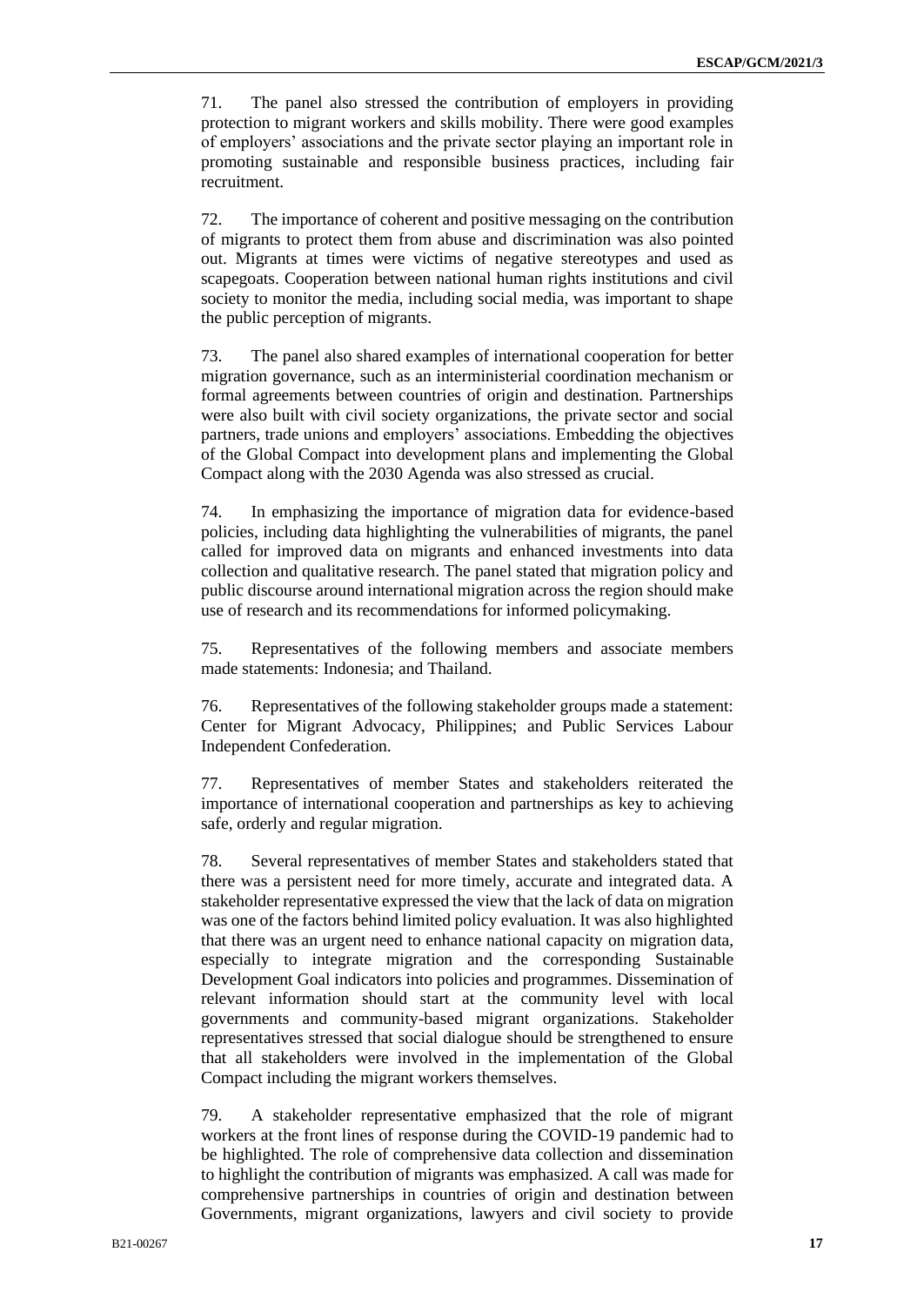71. The panel also stressed the contribution of employers in providing protection to migrant workers and skills mobility. There were good examples of employers' associations and the private sector playing an important role in promoting sustainable and responsible business practices, including fair recruitment.

72. The importance of coherent and positive messaging on the contribution of migrants to protect them from abuse and discrimination was also pointed out. Migrants at times were victims of negative stereotypes and used as scapegoats. Cooperation between national human rights institutions and civil society to monitor the media, including social media, was important to shape the public perception of migrants.

73. The panel also shared examples of international cooperation for better migration governance, such as an interministerial coordination mechanism or formal agreements between countries of origin and destination. Partnerships were also built with civil society organizations, the private sector and social partners, trade unions and employers' associations. Embedding the objectives of the Global Compact into development plans and implementing the Global Compact along with the 2030 Agenda was also stressed as crucial.

74. In emphasizing the importance of migration data for evidence-based policies, including data highlighting the vulnerabilities of migrants, the panel called for improved data on migrants and enhanced investments into data collection and qualitative research. The panel stated that migration policy and public discourse around international migration across the region should make use of research and its recommendations for informed policymaking.

75. Representatives of the following members and associate members made statements: Indonesia; and Thailand.

76. Representatives of the following stakeholder groups made a statement: Center for Migrant Advocacy, Philippines; and Public Services Labour Independent Confederation.

77. Representatives of member States and stakeholders reiterated the importance of international cooperation and partnerships as key to achieving safe, orderly and regular migration.

78. Several representatives of member States and stakeholders stated that there was a persistent need for more timely, accurate and integrated data. A stakeholder representative expressed the view that the lack of data on migration was one of the factors behind limited policy evaluation. It was also highlighted that there was an urgent need to enhance national capacity on migration data, especially to integrate migration and the corresponding Sustainable Development Goal indicators into policies and programmes. Dissemination of relevant information should start at the community level with local governments and community-based migrant organizations. Stakeholder representatives stressed that social dialogue should be strengthened to ensure that all stakeholders were involved in the implementation of the Global Compact including the migrant workers themselves.

79. A stakeholder representative emphasized that the role of migrant workers at the front lines of response during the COVID-19 pandemic had to be highlighted. The role of comprehensive data collection and dissemination to highlight the contribution of migrants was emphasized. A call was made for comprehensive partnerships in countries of origin and destination between Governments, migrant organizations, lawyers and civil society to provide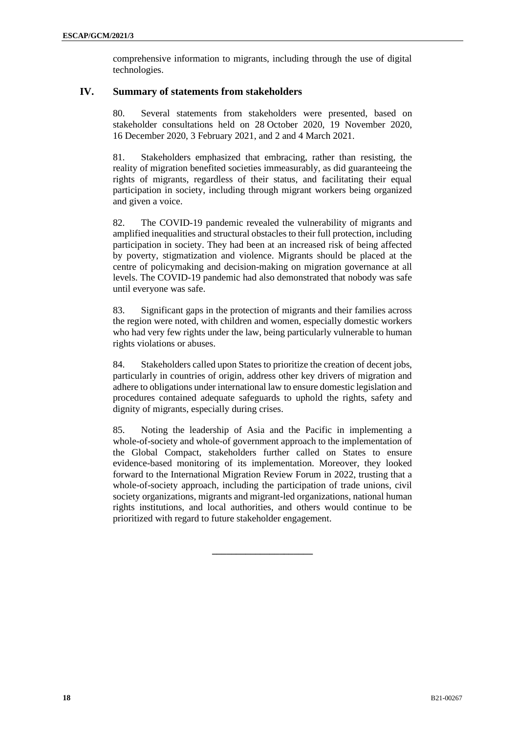comprehensive information to migrants, including through the use of digital technologies.

## IV. Summary of statements from stakeholders

80. Several statements from stakeholders were presented, based on stakeholder consultations held on 28 October 2020, 19 November 2020, 16 December 2020, 3 February 2021, and 2 and 4 March 2021.

81. Stakeholders emphasized that embracing, rather than resisting, the reality of migration benefited societies immeasurably, as did guaranteeing the rights of migrants, regardless of their status, and facilitating their equal participation in society, including through migrant workers being organized and given a voice.

82. The COVID-19 pandemic revealed the vulnerability of migrants and amplified inequalities and structural obstacles to their full protection, including participation in society. They had been at an increased risk of being affected by poverty, stigmatization and violence. Migrants should be placed at the centre of policymaking and decision-making on migration governance at all levels. The COVID-19 pandemic had also demonstrated that nobody was safe until everyone was safe.

83. Significant gaps in the protection of migrants and their families across the region were noted, with children and women, especially domestic workers who had very few rights under the law, being particularly vulnerable to human rights violations or abuses.

84. Stakeholders called upon States to prioritize the creation of decent jobs, particularly in countries of origin, address other key drivers of migration and adhere to obligations under international law to ensure domestic legislation and procedures contained adequate safeguards to uphold the rights, safety and dignity of migrants, especially during crises.

85. Noting the leadership of Asia and the Pacific in implementing a whole-of-society and whole-of government approach to the implementation of the Global Compact, stakeholders further called on States to ensure evidence-based monitoring of its implementation. Moreover, they looked forward to the International Migration Review Forum in 2022, trusting that a whole-of-society approach, including the participation of trade unions, civil society organizations, migrants and migrant-led organizations, national human rights institutions, and local authorities, and others would continue to be prioritized with regard to future stakeholder engagement.

---